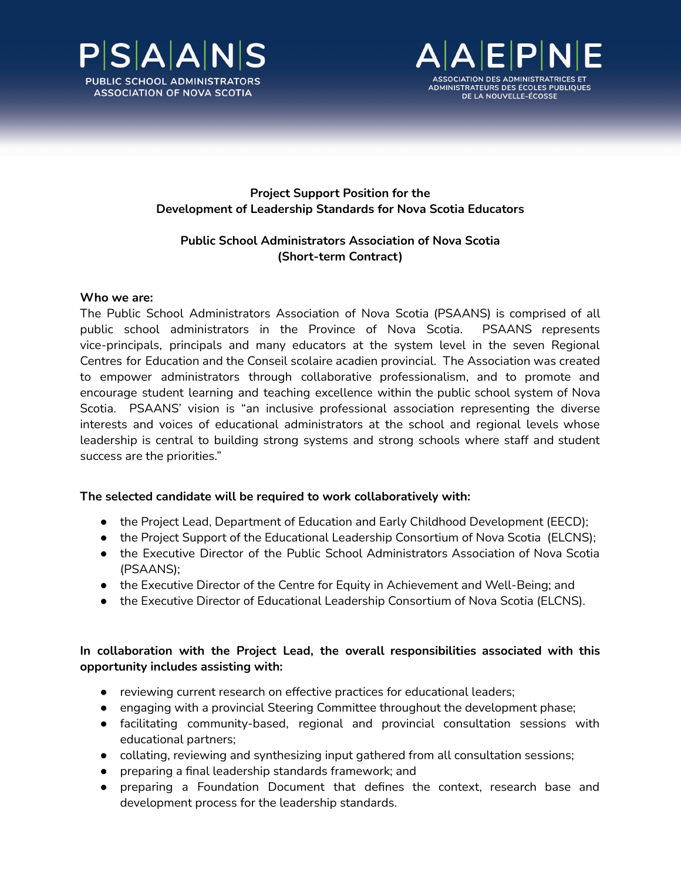PSAANS
PUBLIC SCHOOL ADMINISTRATORS ASSOCIATION OF NOVA SCOTIA

AAEPNE
ASSOCIATION DES ADMINISTRATRICES ET ADMINISTRATEURS DES ÉCOLES PUBLIQUES DE LA NOUVELLE-ÉCOSSE

**Project Support Position for the**
**Development of Leadership Standards for Nova Scotia Educators**

**Public School Administrators Association of Nova Scotia**
**(Short-term Contract)**

**Who we are:**
The Public School Administrators Association of Nova Scotia (PSAANS) is comprised of all public school administrators in the Province of Nova Scotia. PSAANS represents vice-principals, principals and many educators at the system level in the seven Regional Centres for Education and the Conseil scolaire acadien provincial. The Association was created to empower administrators through collaborative professionalism, and to promote and encourage student learning and teaching excellence within the public school system of Nova Scotia. PSAANS' vision is "an inclusive professional association representing the diverse interests and voices of educational administrators at the school and regional levels whose leadership is central to building strong systems and strong schools where staff and student success are the priorities."

**The selected candidate will be required to work collaboratively with:**

- the Project Lead, Department of Education and Early Childhood Development (EECD);
- the Project Support of the Educational Leadership Consortium of Nova Scotia (ELCNS);
- the Executive Director of the Public School Administrators Association of Nova Scotia (PSAANS);
- the Executive Director of the Centre for Equity in Achievement and Well-Being; and
- the Executive Director of Educational Leadership Consortium of Nova Scotia (ELCNS).

**In collaboration with the Project Lead, the overall responsibilities associated with this opportunity includes assisting with:**

- reviewing current research on effective practices for educational leaders;
- engaging with a provincial Steering Committee throughout the development phase;
- facilitating community-based, regional and provincial consultation sessions with educational partners;
- collating, reviewing and synthesizing input gathered from all consultation sessions;
- preparing a final leadership standards framework; and
- preparing a Foundation Document that defines the context, research base and development process for the leadership standards.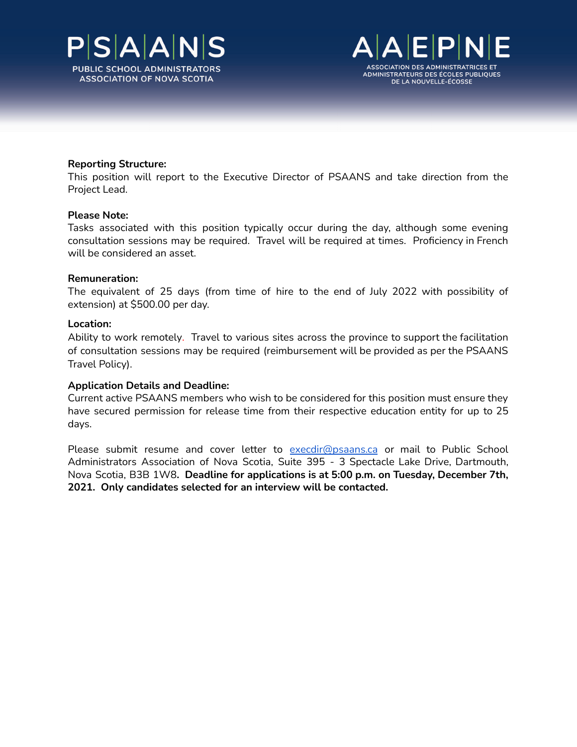**Reporting Structure:**
This position will report to the Executive Director of PSAANS and take direction from the Project Lead.

**Please Note:**
Tasks associated with this position typically occur during the day, although some evening consultation sessions may be required. Travel will be required at times. Proficiency in French will be considered an asset.

**Remuneration:**
The equivalent of 25 days (from time of hire to the end of July 2022 with possibility of extension) at $500.00 per day.

**Location:**
Ability to work remotely. Travel to various sites across the province to support the facilitation of consultation sessions may be required (reimbursement will be provided as per the PSAANS Travel Policy).

**Application Details and Deadline:**
Current active PSAANS members who wish to be considered for this position must ensure they have secured permission for release time from their respective education entity for up to 25 days.

Please submit resume and cover letter to execdir@psaans.ca or mail to Public School Administrators Association of Nova Scotia, Suite 395 - 3 Spectacle Lake Drive, Dartmouth, Nova Scotia, B3B 1W8**. Deadline for applications is at 5:00 p.m. on Tuesday, December 7th, 2021. Only candidates selected for an interview will be contacted.**